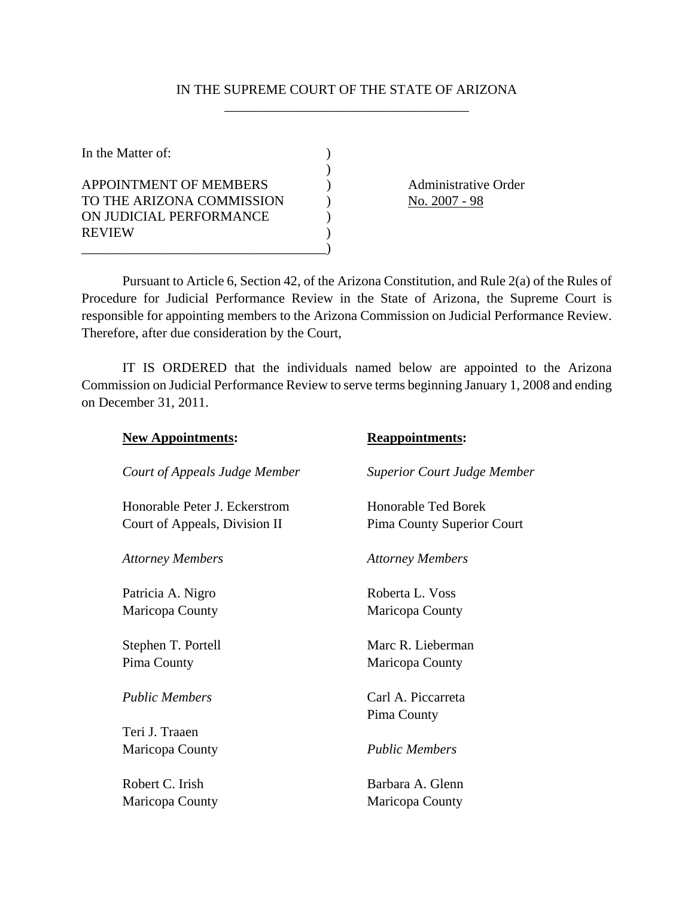IN THE SUPREME COURT OF THE STATE OF ARIZONA

In the Matter of:

APPOINTMENT OF MEMBERS TO THE ARIZONA COMMISSION ON JUDICIAL PERFORMANCE REVIEW

Administrative Order No. 2007 - 98

Pursuant to Article 6, Section 42, of the Arizona Constitution, and Rule 2(a) of the Rules of Procedure for Judicial Performance Review in the State of Arizona, the Supreme Court is responsible for appointing members to the Arizona Commission on Judicial Performance Review. Therefore, after due consideration by the Court,

IT IS ORDERED that the individuals named below are appointed to the Arizona Commission on Judicial Performance Review to serve terms beginning January 1, 2008 and ending on December 31, 2011.

**New Appointments:**

*Court of Appeals Judge Member*

Honorable Peter J. Eckerstrom
Court of Appeals, Division II

*Attorney Members*

Patricia A. Nigro
Maricopa County

Stephen T. Portell
Pima County

*Public Members*

Teri J. Traaen
Maricopa County

Robert C. Irish
Maricopa County

**Reappointments:**

*Superior Court Judge Member*

Honorable Ted Borek
Pima County Superior Court

*Attorney Members*

Roberta L. Voss
Maricopa County

Marc R. Lieberman
Maricopa County

Carl A. Piccarreta
Pima County

*Public Members*

Barbara A. Glenn
Maricopa County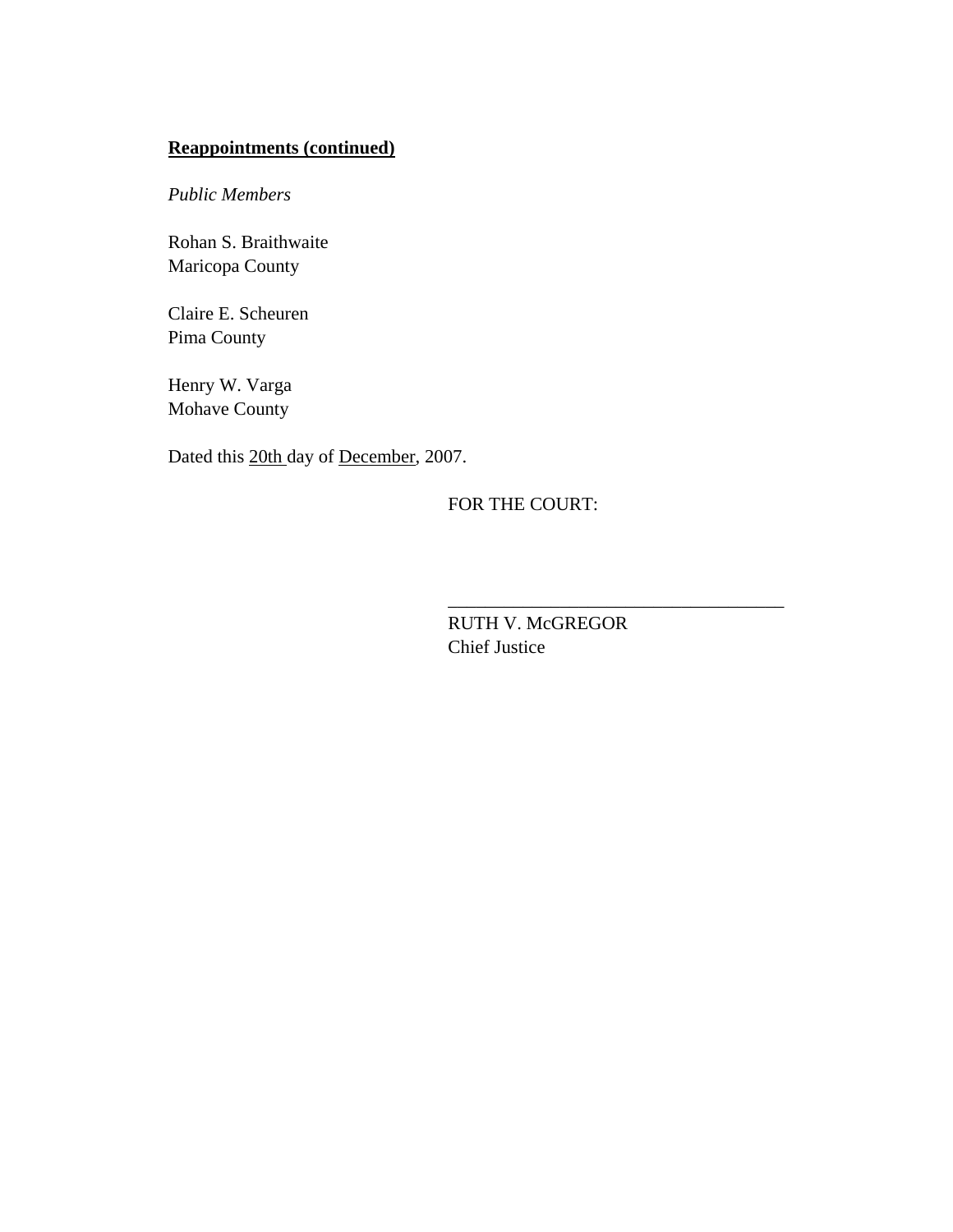**Reappointments (continued)**

*Public Members*

Rohan S. Braithwaite
Maricopa County

Claire E. Scheuren
Pima County

Henry W. Varga
Mohave County

Dated this 20th day of December, 2007.

FOR THE COURT:

\_\_\_\_\_\_\_\_\_\_\_\_\_\_\_\_\_\_\_\_\_\_\_\_\_\_\_\_\_\_\_\_\_\_\_\_\_
RUTH V. McGREGOR
Chief Justice